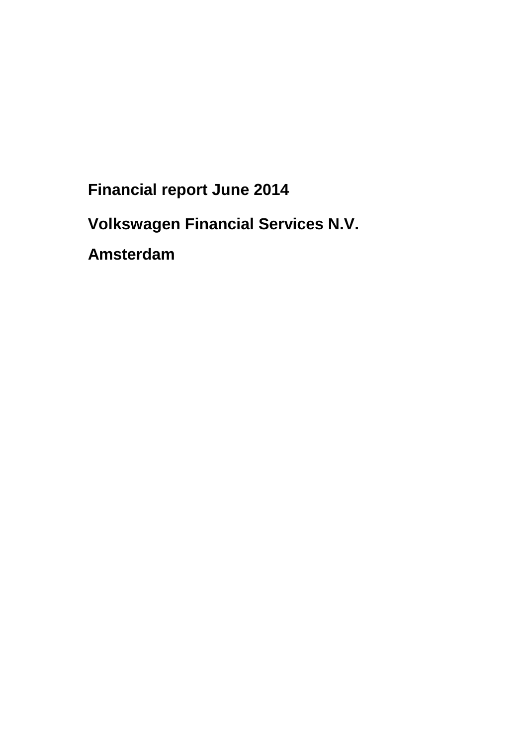# Financial report June 2014

# Volkswagen Financial Services N.V.

# Amsterdam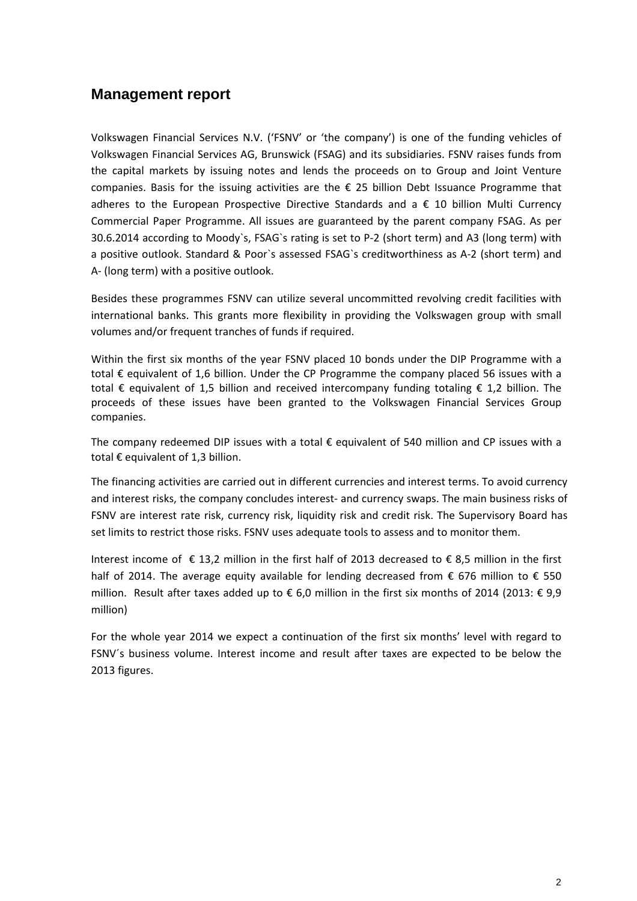## Management report

Volkswagen Financial Services N.V. ('FSNV' or 'the company') is one of the funding vehicles of Volkswagen Financial Services AG, Brunswick (FSAG) and its subsidiaries. FSNV raises funds from the capital markets by issuing notes and lends the proceeds on to Group and Joint Venture companies. Basis for the issuing activities are the € 25 billion Debt Issuance Programme that adheres to the European Prospective Directive Standards and a € 10 billion Multi Currency Commercial Paper Programme. All issues are guaranteed by the parent company FSAG. As per 30.6.2014 according to Moody`s, FSAG`s rating is set to P-2 (short term) and A3 (long term) with a positive outlook. Standard & Poor`s assessed FSAG`s creditworthiness as A-2 (short term) and A- (long term) with a positive outlook.

Besides these programmes FSNV can utilize several uncommitted revolving credit facilities with international banks. This grants more flexibility in providing the Volkswagen group with small volumes and/or frequent tranches of funds if required.

Within the first six months of the year FSNV placed 10 bonds under the DIP Programme with a total € equivalent of 1,6 billion. Under the CP Programme the company placed 56 issues with a total € equivalent of 1,5 billion and received intercompany funding totaling € 1,2 billion. The proceeds of these issues have been granted to the Volkswagen Financial Services Group companies.

The company redeemed DIP issues with a total € equivalent of 540 million and CP issues with a total € equivalent of 1,3 billion.

The financing activities are carried out in different currencies and interest terms. To avoid currency and interest risks, the company concludes interest- and currency swaps. The main business risks of FSNV are interest rate risk, currency risk, liquidity risk and credit risk. The Supervisory Board has set limits to restrict those risks. FSNV uses adequate tools to assess and to monitor them.

Interest income of € 13,2 million in the first half of 2013 decreased to € 8,5 million in the first half of 2014. The average equity available for lending decreased from € 676 million to € 550 million. Result after taxes added up to € 6,0 million in the first six months of 2014 (2013: € 9,9 million)

For the whole year 2014 we expect a continuation of the first six months' level with regard to FSNV´s business volume. Interest income and result after taxes are expected to be below the 2013 figures.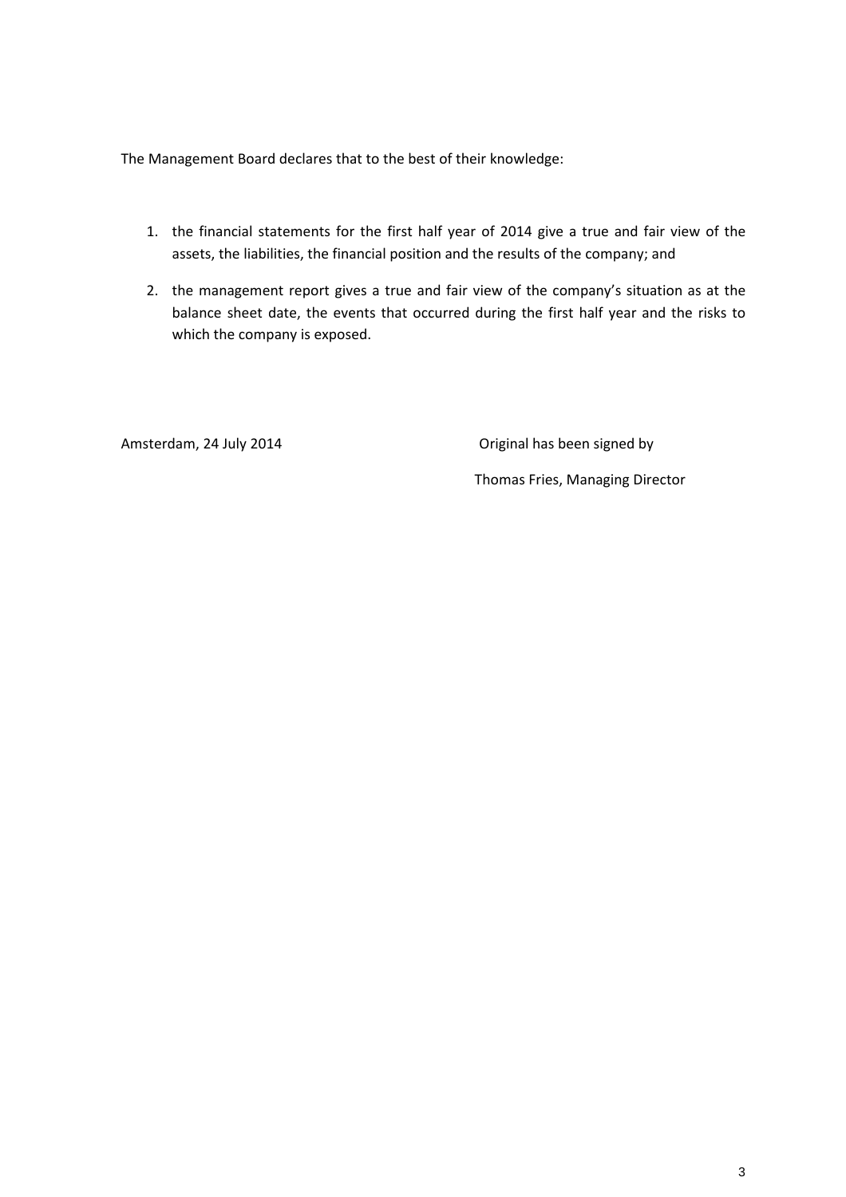The Management Board declares that to the best of their knowledge:

1. the financial statements for the first half year of 2014 give a true and fair view of the assets, the liabilities, the financial position and the results of the company; and
2. the management report gives a true and fair view of the company's situation as at the balance sheet date, the events that occurred during the first half year and the risks to which the company is exposed.

Amsterdam, 24 July 2014

Original has been signed by

Thomas Fries, Managing Director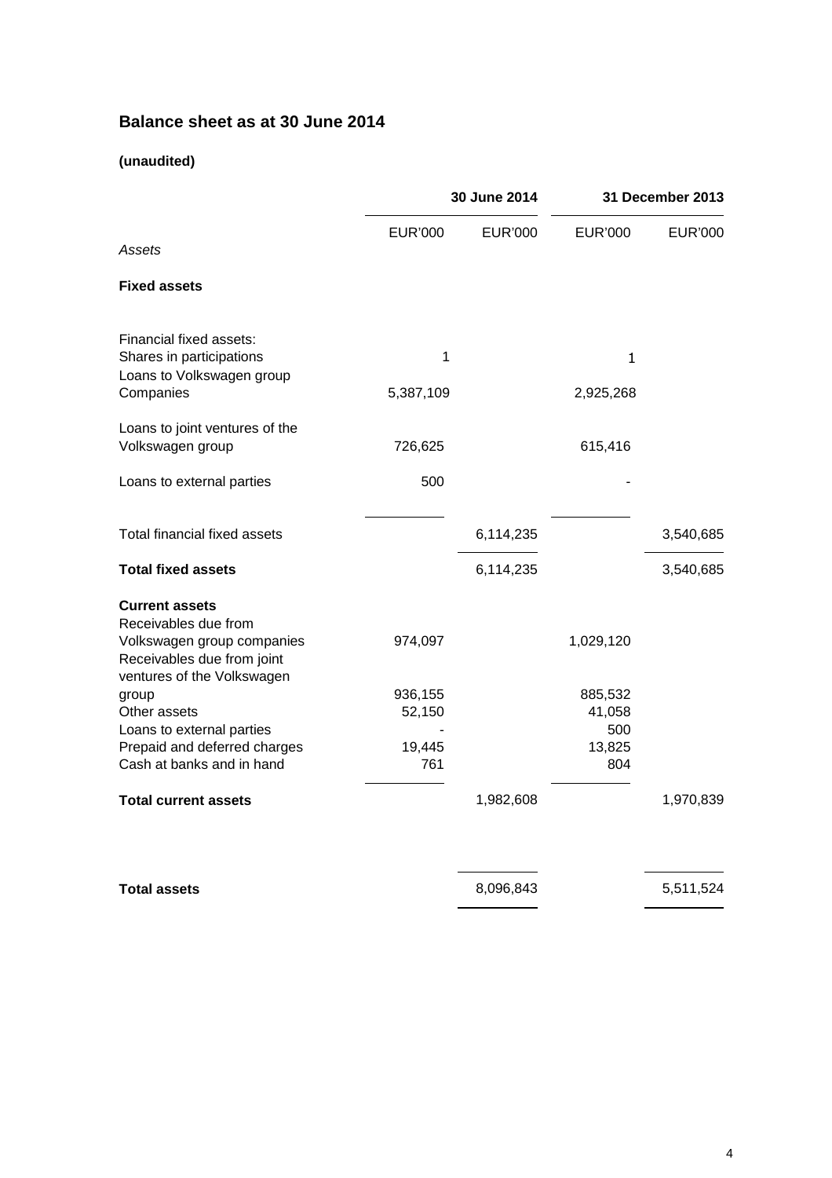## Balance sheet as at 30 June 2014

**(unaudited)**

| | 30 June 2014 | | 31 December 2013 | |
|---|---|---|---|---|
| | EUR'000 | EUR'000 | EUR'000 | EUR'000 |
| *Assets* | | | | |
| **Fixed assets** | | | | |
| Financial fixed assets: | | | | |
| Shares in participations | 1 | | 1 | |
| Loans to Volkswagen group Companies | 5,387,109 | | 2,925,268 | |
| Loans to joint ventures of the Volkswagen group | 726,625 | | 615,416 | |
| Loans to external parties | 500 | | - | |
| Total financial fixed assets | | 6,114,235 | | 3,540,685 |
| **Total fixed assets** | | 6,114,235 | | 3,540,685 |
| **Current assets** | | | | |
| Receivables due from Volkswagen group companies | 974,097 | | 1,029,120 | |
| Receivables due from joint ventures of the Volkswagen group | 936,155 | | 885,532 | |
| Other assets | 52,150 | | 41,058 | |
| Loans to external parties | - | | 500 | |
| Prepaid and deferred charges | 19,445 | | 13,825 | |
| Cash at banks and in hand | 761 | | 804 | |
| **Total current assets** | | 1,982,608 | | 1,970,839 |
| **Total assets** | | 8,096,843 | | 5,511,524 |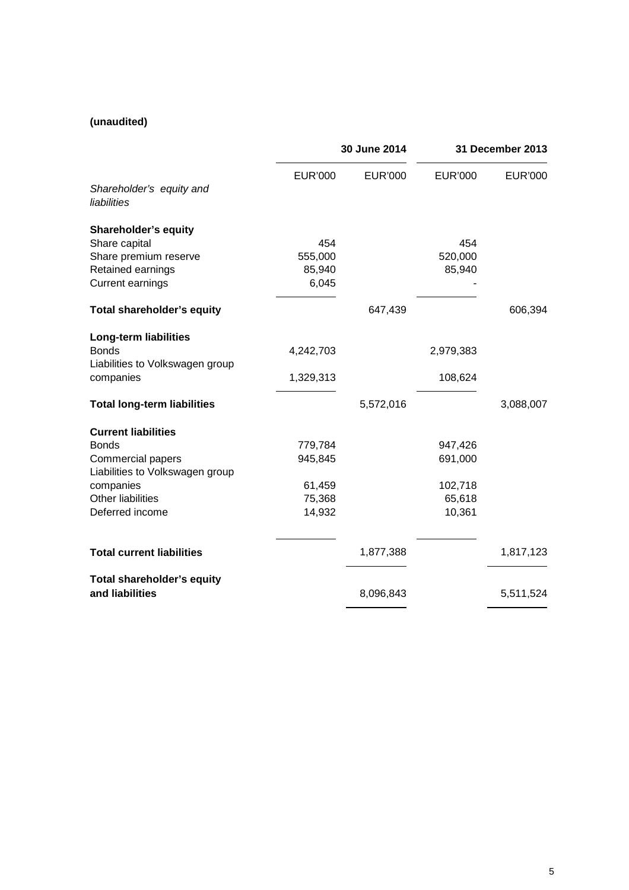**(unaudited)**

| | 30 June 2014 | | 31 December 2013 | |
|---|---|---|---|---|
| | EUR'000 | EUR'000 | EUR'000 | EUR'000 |
| *Shareholder's equity and liabilities* | | | | |
| **Shareholder's equity** | | | | |
| Share capital | 454 | | 454 | |
| Share premium reserve | 555,000 | | 520,000 | |
| Retained earnings | 85,940 | | 85,940 | |
| Current earnings | 6,045 | | - | |
| **Total shareholder's equity** | | 647,439 | | 606,394 |
| **Long-term liabilities** | | | | |
| Bonds | 4,242,703 | | 2,979,383 | |
| Liabilities to Volkswagen group companies | 1,329,313 | | 108,624 | |
| **Total long-term liabilities** | | 5,572,016 | | 3,088,007 |
| **Current liabilities** | | | | |
| Bonds | 779,784 | | 947,426 | |
| Commercial papers | 945,845 | | 691,000 | |
| Liabilities to Volkswagen group companies | 61,459 | | 102,718 | |
| Other liabilities | 75,368 | | 65,618 | |
| Deferred income | 14,932 | | 10,361 | |
| **Total current liabilities** | | 1,877,388 | | 1,817,123 |
| **Total shareholder's equity and liabilities** | | 8,096,843 | | 5,511,524 |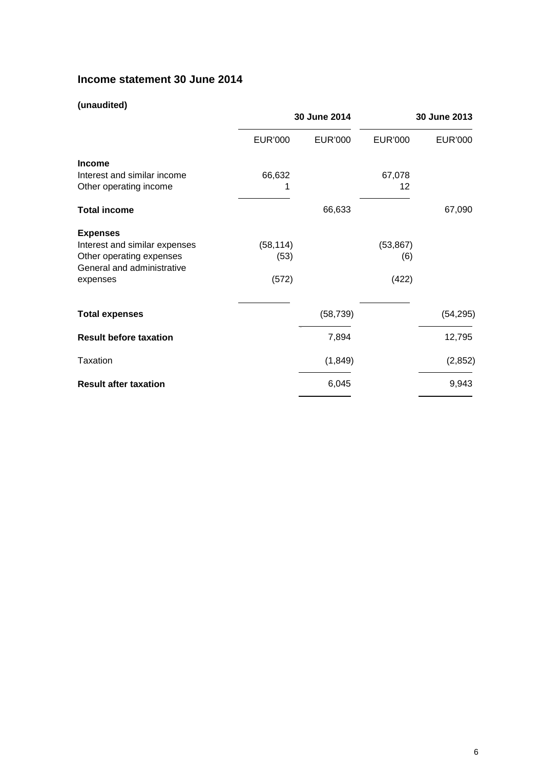## Income statement 30 June 2014

**(unaudited)**

| | 30 June 2014 | | 30 June 2013 | |
|---|---|---|---|---|
| | EUR'000 | EUR'000 | EUR'000 | EUR'000 |
| **Income** | | | | |
| Interest and similar income | 66,632 | | 67,078 | |
| Other operating income | 1 | | 12 | |
| **Total income** | | 66,633 | | 67,090 |
| **Expenses** | | | | |
| Interest and similar expenses | (58,114) | | (53,867) | |
| Other operating expenses | (53) | | (6) | |
| General and administrative expenses | (572) | | (422) | |
| **Total expenses** | | (58,739) | | (54,295) |
| **Result before taxation** | | 7,894 | | 12,795 |
| Taxation | | (1,849) | | (2,852) |
| **Result after taxation** | | 6,045 | | 9,943 |